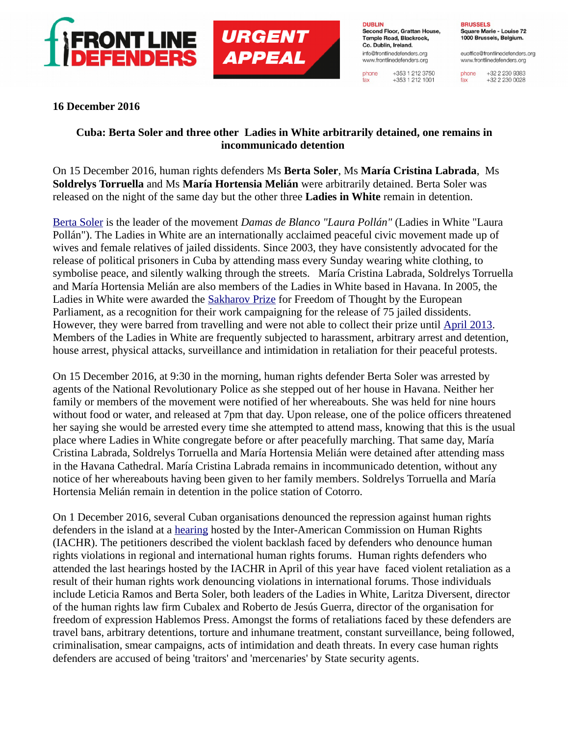FRONT LINE DEFENDERS

URGENT APPEAL

**DUBLIN**
Second Floor, Grattan House, Temple Road, Blackrock, Co. Dublin, Ireland.
info@frontlinedefenders.org
www.frontlinedefenders.org
phone +353 1 212 3750
fax +353 1 212 1001

**BRUSSELS**
Square Marie - Louise 72
1000 Brussels, Belgium.
euoffice@frontlinedefenders.org
www.frontlinedefenders.org
phone +32 2 230 9383
fax +32 2 230 0028

**16 December 2016**

## Cuba: Berta Soler and three other Ladies in White arbitrarily detained, one remains in incommunicado detention

On 15 December 2016, human rights defenders Ms **Berta Soler**, Ms **María Cristina Labrada**, Ms **Soldrelys Torruella** and Ms **María Hortensia Melián** were arbitrarily detained. Berta Soler was released on the night of the same day but the other three **Ladies in White** remain in detention.

Berta Soler is the leader of the movement *Damas de Blanco "Laura Pollán"* (Ladies in White "Laura Pollán"). The Ladies in White are an internationally acclaimed peaceful civic movement made up of wives and female relatives of jailed dissidents. Since 2003, they have consistently advocated for the release of political prisoners in Cuba by attending mass every Sunday wearing white clothing, to symbolise peace, and silently walking through the streets. María Cristina Labrada, Soldrelys Torruella and María Hortensia Melián are also members of the Ladies in White based in Havana. In 2005, the Ladies in White were awarded the Sakharov Prize for Freedom of Thought by the European Parliament, as a recognition for their work campaigning for the release of 75 jailed dissidents. However, they were barred from travelling and were not able to collect their prize until April 2013. Members of the Ladies in White are frequently subjected to harassment, arbitrary arrest and detention, house arrest, physical attacks, surveillance and intimidation in retaliation for their peaceful protests.

On 15 December 2016, at 9:30 in the morning, human rights defender Berta Soler was arrested by agents of the National Revolutionary Police as she stepped out of her house in Havana. Neither her family or members of the movement were notified of her whereabouts. She was held for nine hours without food or water, and released at 7pm that day. Upon release, one of the police officers threatened her saying she would be arrested every time she attempted to attend mass, knowing that this is the usual place where Ladies in White congregate before or after peacefully marching. That same day, María Cristina Labrada, Soldrelys Torruella and María Hortensia Melián were detained after attending mass in the Havana Cathedral. María Cristina Labrada remains in incommunicado detention, without any notice of her whereabouts having been given to her family members. Soldrelys Torruella and María Hortensia Melián remain in detention in the police station of Cotorro.

On 1 December 2016, several Cuban organisations denounced the repression against human rights defenders in the island at a hearing hosted by the Inter-American Commission on Human Rights (IACHR). The petitioners described the violent backlash faced by defenders who denounce human rights violations in regional and international human rights forums. Human rights defenders who attended the last hearings hosted by the IACHR in April of this year have faced violent retaliation as a result of their human rights work denouncing violations in international forums. Those individuals include Leticia Ramos and Berta Soler, both leaders of the Ladies in White, Laritza Diversent, director of the human rights law firm Cubalex and Roberto de Jesús Guerra, director of the organisation for freedom of expression Hablemos Press. Amongst the forms of retaliations faced by these defenders are travel bans, arbitrary detentions, torture and inhumane treatment, constant surveillance, being followed, criminalisation, smear campaigns, acts of intimidation and death threats. In every case human rights defenders are accused of being 'traitors' and 'mercenaries' by State security agents.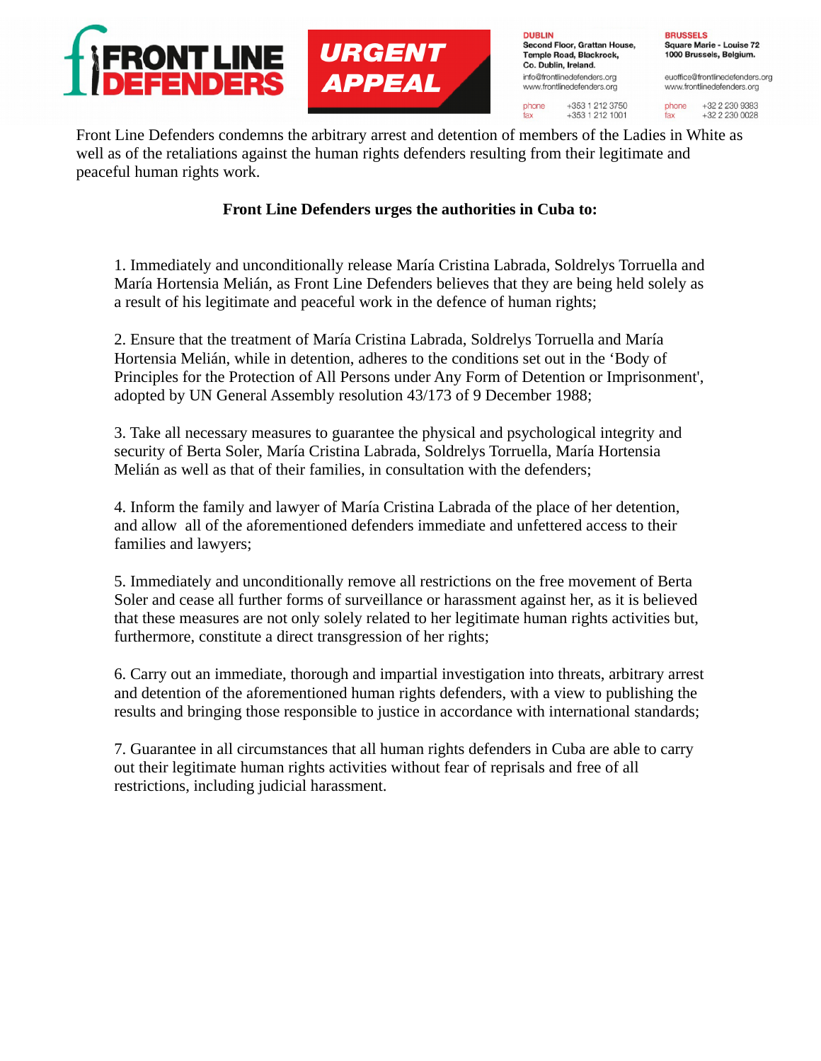Front Line Defenders condemns the arbitrary arrest and detention of members of the Ladies in White as well as of the retaliations against the human rights defenders resulting from their legitimate and peaceful human rights work.

**Front Line Defenders urges the authorities in Cuba to:**

1. Immediately and unconditionally release María Cristina Labrada, Soldrelys Torruella and María Hortensia Melián, as Front Line Defenders believes that they are being held solely as a result of his legitimate and peaceful work in the defence of human rights;

2. Ensure that the treatment of María Cristina Labrada, Soldrelys Torruella and María Hortensia Melián, while in detention, adheres to the conditions set out in the 'Body of Principles for the Protection of All Persons under Any Form of Detention or Imprisonment', adopted by UN General Assembly resolution 43/173 of 9 December 1988;

3. Take all necessary measures to guarantee the physical and psychological integrity and security of Berta Soler, María Cristina Labrada, Soldrelys Torruella, María Hortensia Melián as well as that of their families, in consultation with the defenders;

4. Inform the family and lawyer of María Cristina Labrada of the place of her detention, and allow all of the aforementioned defenders immediate and unfettered access to their families and lawyers;

5. Immediately and unconditionally remove all restrictions on the free movement of Berta Soler and cease all further forms of surveillance or harassment against her, as it is believed that these measures are not only solely related to her legitimate human rights activities but, furthermore, constitute a direct transgression of her rights;

6. Carry out an immediate, thorough and impartial investigation into threats, arbitrary arrest and detention of the aforementioned human rights defenders, with a view to publishing the results and bringing those responsible to justice in accordance with international standards;

7. Guarantee in all circumstances that all human rights defenders in Cuba are able to carry out their legitimate human rights activities without fear of reprisals and free of all restrictions, including judicial harassment.